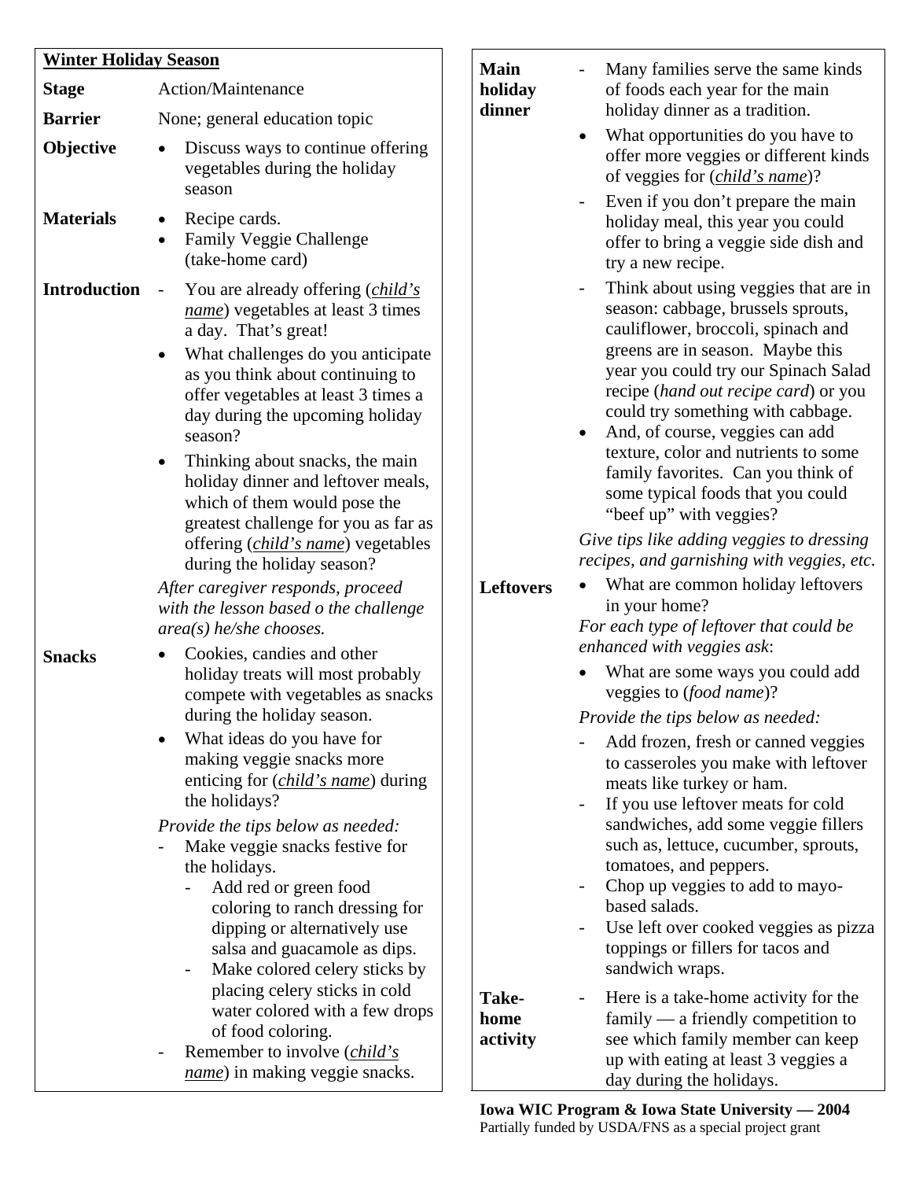## Winter Holiday Season

**Stage** Action/Maintenance

**Barrier** None; general education topic

**Objective**

- Discuss ways to continue offering vegetables during the holiday season

**Materials**

- Recipe cards.
- Family Veggie Challenge (take-home card)

**Introduction**

- You are already offering (***child's name***) vegetables at least 3 times a day. That's great!
- What challenges do you anticipate as you think about continuing to offer vegetables at least 3 times a day during the upcoming holiday season?
- Thinking about snacks, the main holiday dinner and leftover meals, which of them would pose the greatest challenge for you as far as offering (***child's name***) vegetables during the holiday season?

*After caregiver responds, proceed with the lesson based o the challenge area(s) he/she chooses.*

**Snacks**

- Cookies, candies and other holiday treats will most probably compete with vegetables as snacks during the holiday season.
- What ideas do you have for making veggie snacks more enticing for (***child's name***) during the holidays?

*Provide the tips below as needed:*

- Make veggie snacks festive for the holidays.
  - Add red or green food coloring to ranch dressing for dipping or alternatively use salsa and guacamole as dips.
  - Make colored celery sticks by placing celery sticks in cold water colored with a few drops of food coloring.
- Remember to involve (***child's name***) in making veggie snacks.

**Main holiday dinner**

- Many families serve the same kinds of foods each year for the main holiday dinner as a tradition.
- What opportunities do you have to offer more veggies or different kinds of veggies for (***child's name***)?
- Even if you don't prepare the main holiday meal, this year you could offer to bring a veggie side dish and try a new recipe.
- Think about using veggies that are in season: cabbage, brussels sprouts, cauliflower, broccoli, spinach and greens are in season. Maybe this year you could try our Spinach Salad recipe (*hand out recipe card*) or you could try something with cabbage.
- And, of course, veggies can add texture, color and nutrients to some family favorites. Can you think of some typical foods that you could "beef up" with veggies?

*Give tips like adding veggies to dressing recipes, and garnishing with veggies, etc.*

**Leftovers**

- What are common holiday leftovers in your home?

*For each type of leftover that could be enhanced with veggies ask*:

- What are some ways you could add veggies to (*food name*)?

*Provide the tips below as needed:*

- Add frozen, fresh or canned veggies to casseroles you make with leftover meats like turkey or ham.
- If you use leftover meats for cold sandwiches, add some veggie fillers such as, lettuce, cucumber, sprouts, tomatoes, and peppers.
- Chop up veggies to add to mayo-based salads.
- Use left over cooked veggies as pizza toppings or fillers for tacos and sandwich wraps.

**Take-home activity**

- Here is a take-home activity for the family — a friendly competition to see which family member can keep up with eating at least 3 veggies a day during the holidays.

**Iowa WIC Program & Iowa State University — 2004**
Partially funded by USDA/FNS as a special project grant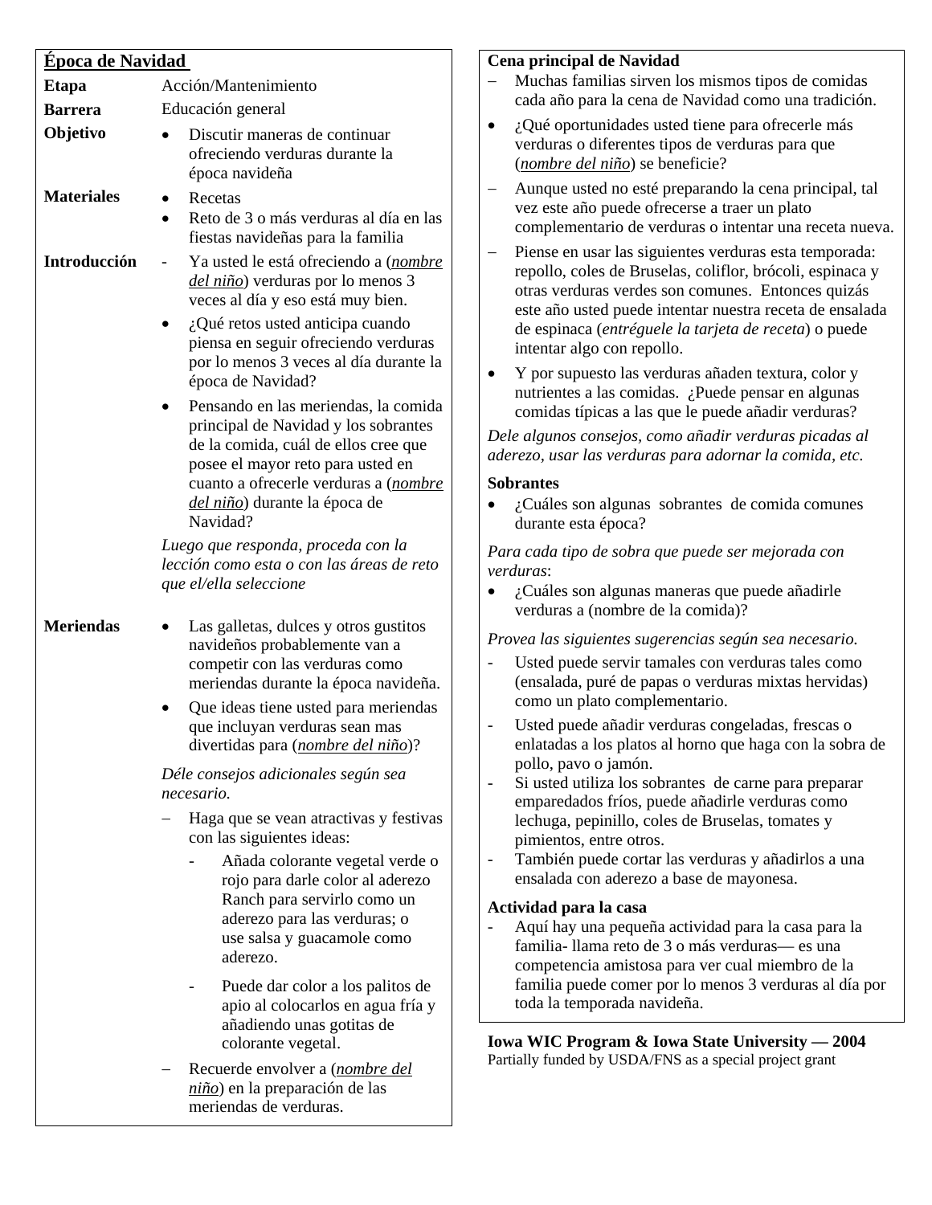## Época de Navidad

**Etapa** Acción/Mantenimiento

**Barrera** Educación general

**Objetivo**
- Discutir maneras de continuar ofreciendo verduras durante la época navideña

**Materiales**
- Recetas
- Reto de 3 o más verduras al día en las fiestas navideñas para la familia

**Introducción**
- Ya usted le está ofreciendo a (*nombre del niño*) verduras por lo menos 3 veces al día y eso está muy bien.
- ¿Qué retos usted anticipa cuando piensa en seguir ofreciendo verduras por lo menos 3 veces al día durante la época de Navidad?
- Pensando en las meriendas, la comida principal de Navidad y los sobrantes de la comida, cuál de ellos cree que posee el mayor reto para usted en cuanto a ofrecerle verduras a (*nombre del niño*) durante la época de Navidad?

*Luego que responda, proceda con la lección como esta o con las áreas de reto que el/ella seleccione*

**Meriendas**
- Las galletas, dulces y otros gustitos navideños probablemente van a competir con las verduras como meriendas durante la época navideña.
- Que ideas tiene usted para meriendas que incluyan verduras sean mas divertidas para (*nombre del niño*)?

*Déle consejos adicionales según sea necesario.*

- Haga que se vean atractivas y festivas con las siguientes ideas:
  - Añada colorante vegetal verde o rojo para darle color al aderezo Ranch para servirlo como un aderezo para las verduras; o use salsa y guacamole como aderezo.
  - Puede dar color a los palitos de apio al colocarlos en agua fría y añadiendo unas gotitas de colorante vegetal.
- Recuerde envolver a (*nombre del niño*) en la preparación de las meriendas de verduras.

**Cena principal de Navidad**
- Muchas familias sirven los mismos tipos de comidas cada año para la cena de Navidad como una tradición.
- ¿Qué oportunidades usted tiene para ofrecerle más verduras o diferentes tipos de verduras para que (*nombre del niño*) se beneficie?
- Aunque usted no esté preparando la cena principal, tal vez este año puede ofrecerse a traer un plato complementario de verduras o intentar una receta nueva.
- Piense en usar las siguientes verduras esta temporada: repollo, coles de Bruselas, coliflor, brócoli, espinaca y otras verduras verdes son comunes. Entonces quizás este año usted puede intentar nuestra receta de ensalada de espinaca (*entréguele la tarjeta de receta*) o puede intentar algo con repollo.
- Y por supuesto las verduras añaden textura, color y nutrientes a las comidas. ¿Puede pensar en algunas comidas típicas a las que le puede añadir verduras?

*Dele algunos consejos, como añadir verduras picadas al aderezo, usar las verduras para adornar la comida, etc.*

**Sobrantes**
- ¿Cuáles son algunas sobrantes de comida comunes durante esta época?

*Para cada tipo de sobra que puede ser mejorada con verduras*:
- ¿Cuáles son algunas maneras que puede añadirle verduras a (nombre de la comida)?

*Provea las siguientes sugerencias según sea necesario.*
- Usted puede servir tamales con verduras tales como (ensalada, puré de papas o verduras mixtas hervidas) como un plato complementario.
- Usted puede añadir verduras congeladas, frescas o enlatadas a los platos al horno que haga con la sobra de pollo, pavo o jamón.
- Si usted utiliza los sobrantes de carne para preparar emparedados fríos, puede añadirle verduras como lechuga, pepinillo, coles de Bruselas, tomates y pimientos, entre otros.
- También puede cortar las verduras y añadirlos a una ensalada con aderezo a base de mayonesa.

**Actividad para la casa**
- Aquí hay una pequeña actividad para la casa para la familia- llama reto de 3 o más verduras— es una competencia amistosa para ver cual miembro de la familia puede comer por lo menos 3 verduras al día por toda la temporada navideña.

**Iowa WIC Program & Iowa State University — 2004**
Partially funded by USDA/FNS as a special project grant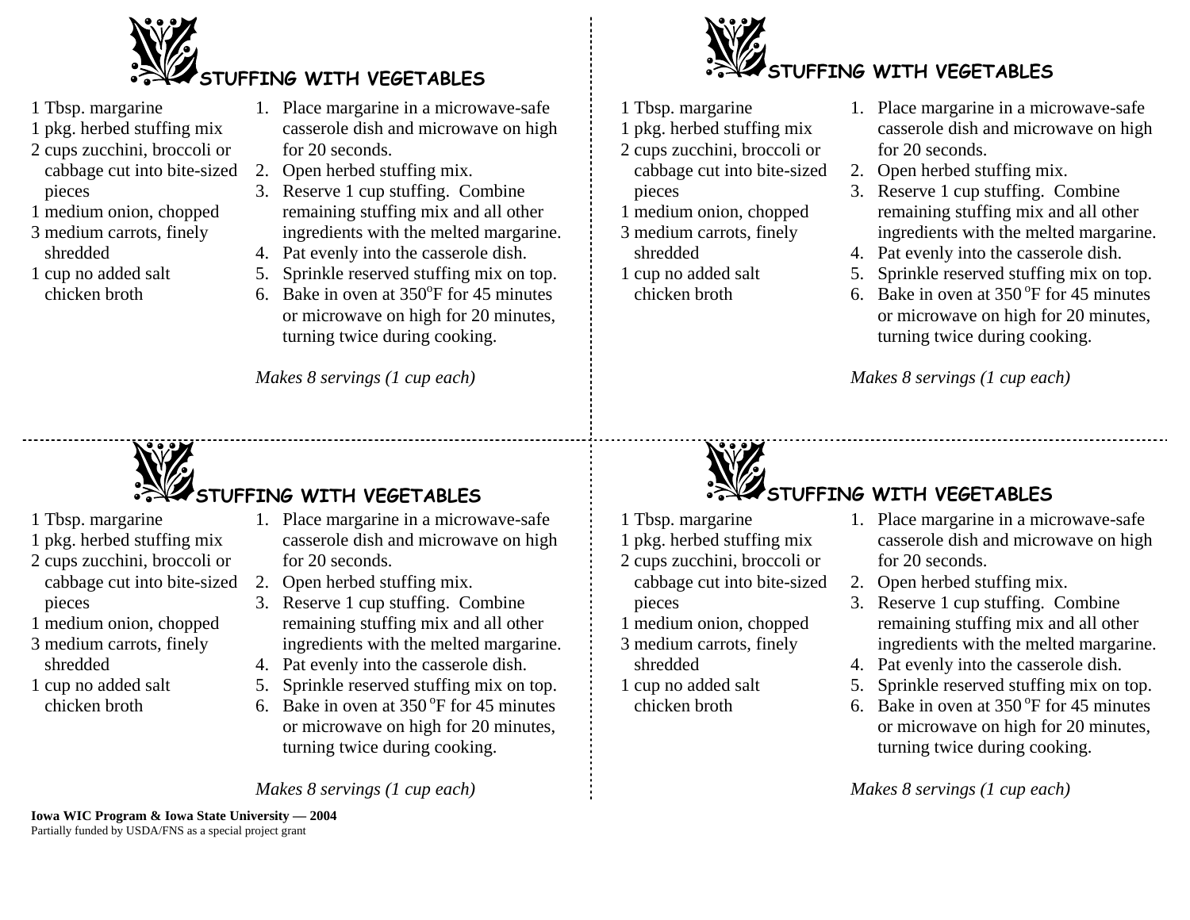## STUFFING WITH VEGETABLES

1 Tbsp. margarine
1 pkg. herbed stuffing mix
2 cups zucchini, broccoli or cabbage cut into bite-sized pieces
1 medium onion, chopped
3 medium carrots, finely shredded
1 cup no added salt chicken broth

1. Place margarine in a microwave-safe casserole dish and microwave on high for 20 seconds.
2. Open herbed stuffing mix.
3. Reserve 1 cup stuffing. Combine remaining stuffing mix and all other ingredients with the melted margarine.
4. Pat evenly into the casserole dish.
5. Sprinkle reserved stuffing mix on top.
6. Bake in oven at 350$^{o}$F for 45 minutes or microwave on high for 20 minutes, turning twice during cooking.

*Makes 8 servings (1 cup each)*

## STUFFING WITH VEGETABLES

1 Tbsp. margarine
1 pkg. herbed stuffing mix
2 cups zucchini, broccoli or cabbage cut into bite-sized pieces
1 medium onion, chopped
3 medium carrots, finely shredded
1 cup no added salt chicken broth

1. Place margarine in a microwave-safe casserole dish and microwave on high for 20 seconds.
2. Open herbed stuffing mix.
3. Reserve 1 cup stuffing. Combine remaining stuffing mix and all other ingredients with the melted margarine.
4. Pat evenly into the casserole dish.
5. Sprinkle reserved stuffing mix on top.
6. Bake in oven at 350 $^{o}$F for 45 minutes or microwave on high for 20 minutes, turning twice during cooking.

*Makes 8 servings (1 cup each)*

## STUFFING WITH VEGETABLES

1 Tbsp. margarine
1 pkg. herbed stuffing mix
2 cups zucchini, broccoli or cabbage cut into bite-sized pieces
1 medium onion, chopped
3 medium carrots, finely shredded
1 cup no added salt chicken broth

1. Place margarine in a microwave-safe casserole dish and microwave on high for 20 seconds.
2. Open herbed stuffing mix.
3. Reserve 1 cup stuffing. Combine remaining stuffing mix and all other ingredients with the melted margarine.
4. Pat evenly into the casserole dish.
5. Sprinkle reserved stuffing mix on top.
6. Bake in oven at 350 $^{o}$F for 45 minutes or microwave on high for 20 minutes, turning twice during cooking.

*Makes 8 servings (1 cup each)*

## STUFFING WITH VEGETABLES

1 Tbsp. margarine
1 pkg. herbed stuffing mix
2 cups zucchini, broccoli or cabbage cut into bite-sized pieces
1 medium onion, chopped
3 medium carrots, finely shredded
1 cup no added salt chicken broth

1. Place margarine in a microwave-safe casserole dish and microwave on high for 20 seconds.
2. Open herbed stuffing mix.
3. Reserve 1 cup stuffing. Combine remaining stuffing mix and all other ingredients with the melted margarine.
4. Pat evenly into the casserole dish.
5. Sprinkle reserved stuffing mix on top.
6. Bake in oven at 350 $^{o}$F for 45 minutes or microwave on high for 20 minutes, turning twice during cooking.

*Makes 8 servings (1 cup each)*

**Iowa WIC Program & Iowa State University — 2004**
Partially funded by USDA/FNS as a special project grant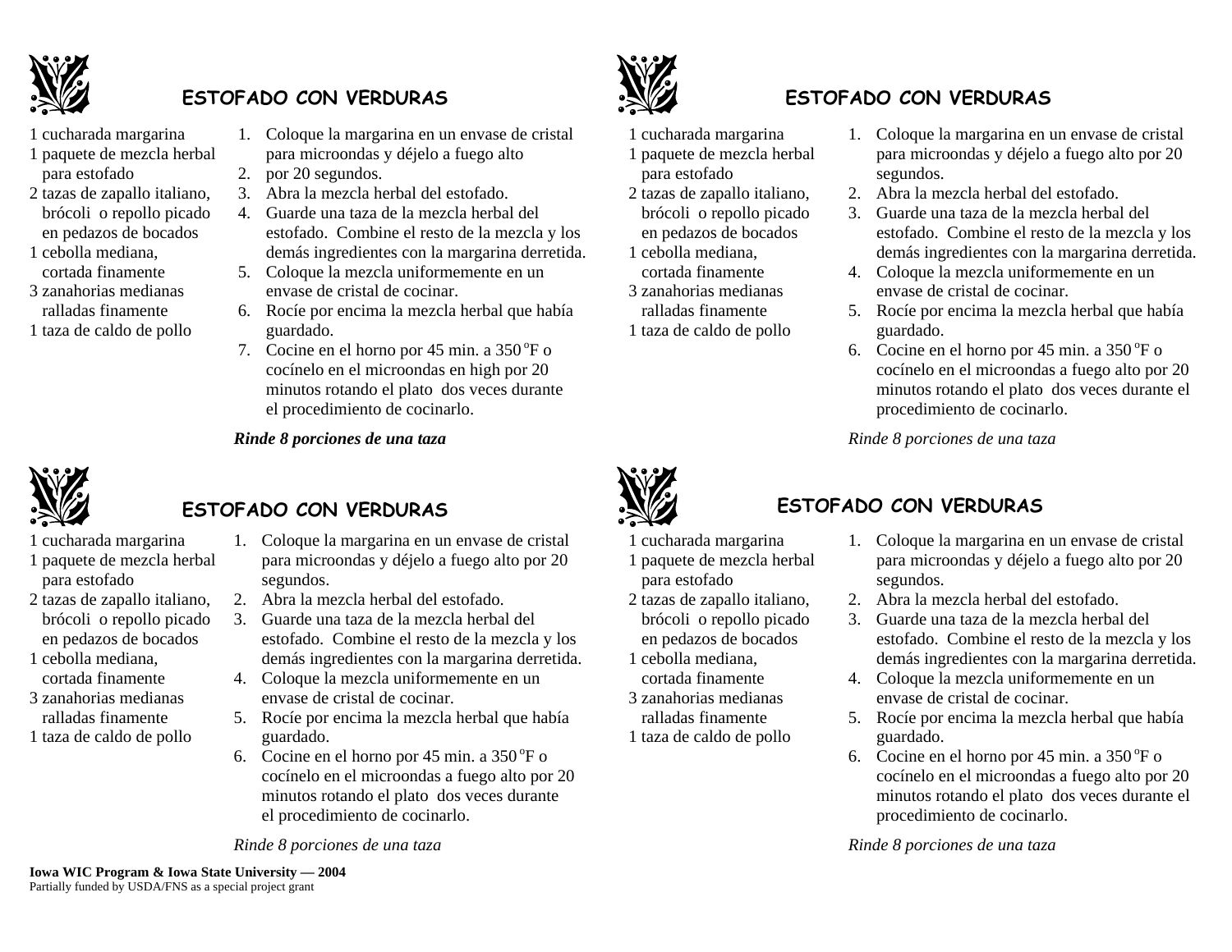## ESTOFADO CON VERDURAS

1 cucharada margarina
1 paquete de mezcla herbal para estofado
2 tazas de zapallo italiano, brócoli o repollo picado en pedazos de bocados
1 cebolla mediana, cortada finamente
3 zanahorias medianas ralladas finamente
1 taza de caldo de pollo

1. Coloque la margarina en un envase de cristal para microondas y déjelo a fuego alto
2. por 20 segundos.
3. Abra la mezcla herbal del estofado.
4. Guarde una taza de la mezcla herbal del estofado. Combine el resto de la mezcla y los demás ingredientes con la margarina derretida.
5. Coloque la mezcla uniformemente en un envase de cristal de cocinar.
6. Rocíe por encima la mezcla herbal que había guardado.
7. Cocine en el horno por 45 min. a 350 $^{o}$F o cocínelo en el microondas en high por 20 minutos rotando el plato dos veces durante el procedimiento de cocinarlo.

*Rinde 8 porciones de una taza*

## ESTOFADO CON VERDURAS

1 cucharada margarina
1 paquete de mezcla herbal para estofado
2 tazas de zapallo italiano, brócoli o repollo picado en pedazos de bocados
1 cebolla mediana, cortada finamente
3 zanahorias medianas ralladas finamente
1 taza de caldo de pollo

1. Coloque la margarina en un envase de cristal para microondas y déjelo a fuego alto por 20 segundos.
2. Abra la mezcla herbal del estofado.
3. Guarde una taza de la mezcla herbal del estofado. Combine el resto de la mezcla y los demás ingredientes con la margarina derretida.
4. Coloque la mezcla uniformemente en un envase de cristal de cocinar.
5. Rocíe por encima la mezcla herbal que había guardado.
6. Cocine en el horno por 45 min. a 350 $^{o}$F o cocínelo en el microondas a fuego alto por 20 minutos rotando el plato dos veces durante el procedimiento de cocinarlo.

*Rinde 8 porciones de una taza*

## ESTOFADO CON VERDURAS

1 cucharada margarina
1 paquete de mezcla herbal para estofado
2 tazas de zapallo italiano, brócoli o repollo picado en pedazos de bocados
1 cebolla mediana, cortada finamente
3 zanahorias medianas ralladas finamente
1 taza de caldo de pollo

1. Coloque la margarina en un envase de cristal para microondas y déjelo a fuego alto por 20 segundos.
2. Abra la mezcla herbal del estofado.
3. Guarde una taza de la mezcla herbal del estofado. Combine el resto de la mezcla y los demás ingredientes con la margarina derretida.
4. Coloque la mezcla uniformemente en un envase de cristal de cocinar.
5. Rocíe por encima la mezcla herbal que había guardado.
6. Cocine en el horno por 45 min. a 350 $^{o}$F o cocínelo en el microondas a fuego alto por 20 minutos rotando el plato dos veces durante el procedimiento de cocinarlo.

*Rinde 8 porciones de una taza*

## ESTOFADO CON VERDURAS

1 cucharada margarina
1 paquete de mezcla herbal para estofado
2 tazas de zapallo italiano, brócoli o repollo picado en pedazos de bocados
1 cebolla mediana, cortada finamente
3 zanahorias medianas ralladas finamente
1 taza de caldo de pollo

1. Coloque la margarina en un envase de cristal para microondas y déjelo a fuego alto por 20 segundos.
2. Abra la mezcla herbal del estofado.
3. Guarde una taza de la mezcla herbal del estofado. Combine el resto de la mezcla y los demás ingredientes con la margarina derretida.
4. Coloque la mezcla uniformemente en un envase de cristal de cocinar.
5. Rocíe por encima la mezcla herbal que había guardado.
6. Cocine en el horno por 45 min. a 350 $^{o}$F o cocínelo en el microondas a fuego alto por 20 minutos rotando el plato dos veces durante el procedimiento de cocinarlo.

*Rinde 8 porciones de una taza*

**Iowa WIC Program & Iowa State University — 2004**
Partially funded by USDA/FNS as a special project grant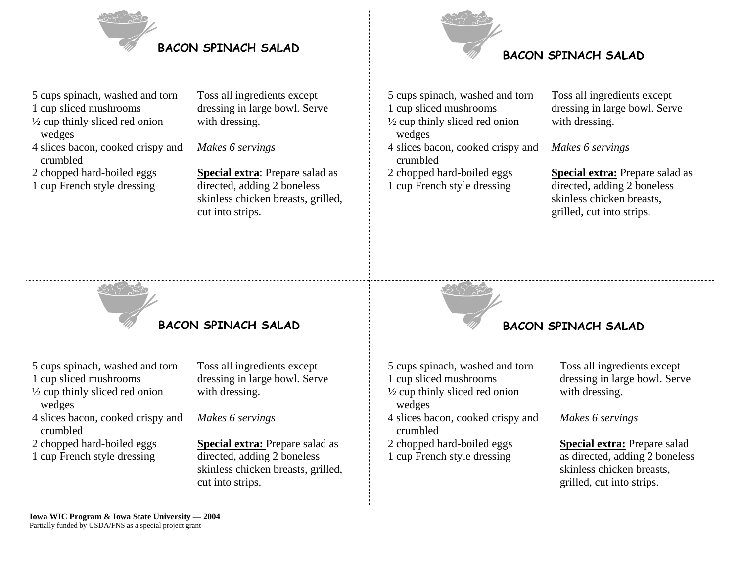## BACON SPINACH SALAD

- 5 cups spinach, washed and torn
- 1 cup sliced mushrooms
- ½ cup thinly sliced red onion wedges
- 4 slices bacon, cooked crispy and crumbled
- 2 chopped hard-boiled eggs
- 1 cup French style dressing

Toss all ingredients except dressing in large bowl. Serve with dressing.

*Makes 6 servings*

**Special extra**: Prepare salad as directed, adding 2 boneless skinless chicken breasts, grilled, cut into strips.

## BACON SPINACH SALAD

- 5 cups spinach, washed and torn
- 1 cup sliced mushrooms
- ½ cup thinly sliced red onion wedges
- 4 slices bacon, cooked crispy and crumbled
- 2 chopped hard-boiled eggs
- 1 cup French style dressing

Toss all ingredients except dressing in large bowl. Serve with dressing.

*Makes 6 servings*

**Special extra:** Prepare salad as directed, adding 2 boneless skinless chicken breasts, grilled, cut into strips.

## BACON SPINACH SALAD

- 5 cups spinach, washed and torn
- 1 cup sliced mushrooms
- ½ cup thinly sliced red onion wedges
- 4 slices bacon, cooked crispy and crumbled
- 2 chopped hard-boiled eggs
- 1 cup French style dressing

Toss all ingredients except dressing in large bowl. Serve with dressing.

*Makes 6 servings*

**Special extra:** Prepare salad as directed, adding 2 boneless skinless chicken breasts, grilled, cut into strips.

## BACON SPINACH SALAD

- 5 cups spinach, washed and torn
- 1 cup sliced mushrooms
- ½ cup thinly sliced red onion wedges
- 4 slices bacon, cooked crispy and crumbled
- 2 chopped hard-boiled eggs
- 1 cup French style dressing

Toss all ingredients except dressing in large bowl. Serve with dressing.

*Makes 6 servings*

**Special extra:** Prepare salad as directed, adding 2 boneless skinless chicken breasts, grilled, cut into strips.

**Iowa WIC Program & Iowa State University — 2004**
Partially funded by USDA/FNS as a special project grant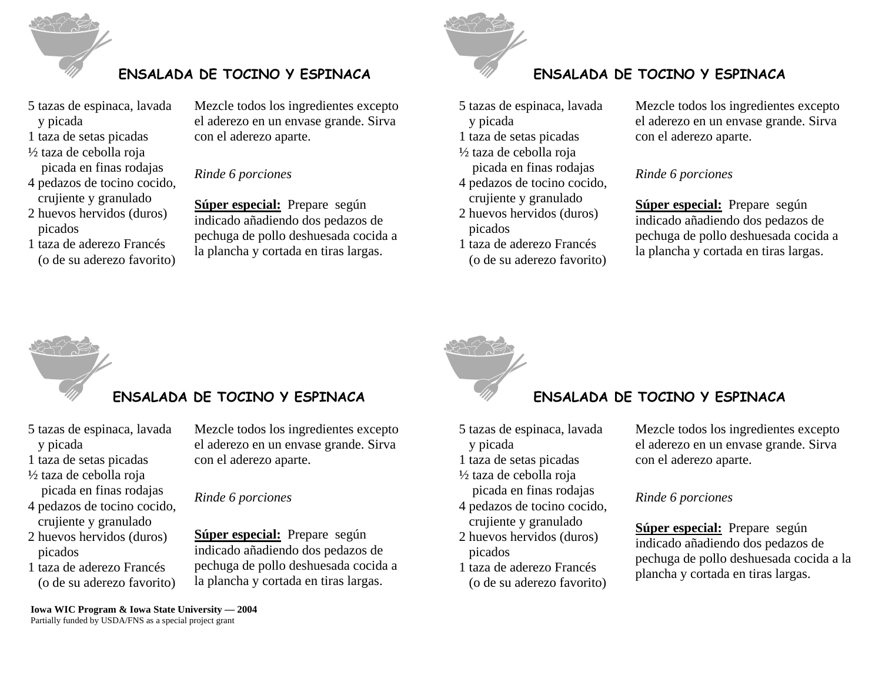## ENSALADA DE TOCINO Y ESPINACA

5 tazas de espinaca, lavada y picada
1 taza de setas picadas
½ taza de cebolla roja picada en finas rodajas
4 pedazos de tocino cocido, crujiente y granulado
2 huevos hervidos (duros) picados
1 taza de aderezo Francés (o de su aderezo favorito)

Mezcle todos los ingredientes excepto el aderezo en un envase grande. Sirva con el aderezo aparte.

*Rinde 6 porciones*

**Súper especial:** Prepare según indicado añadiendo dos pedazos de pechuga de pollo deshuesada cocida a la plancha y cortada en tiras largas.

## ENSALADA DE TOCINO Y ESPINACA

5 tazas de espinaca, lavada y picada
1 taza de setas picadas
½ taza de cebolla roja picada en finas rodajas
4 pedazos de tocino cocido, crujiente y granulado
2 huevos hervidos (duros) picados
1 taza de aderezo Francés (o de su aderezo favorito)

Mezcle todos los ingredientes excepto el aderezo en un envase grande. Sirva con el aderezo aparte.

*Rinde 6 porciones*

**Súper especial:** Prepare según indicado añadiendo dos pedazos de pechuga de pollo deshuesada cocida a la plancha y cortada en tiras largas.

## ENSALADA DE TOCINO Y ESPINACA

5 tazas de espinaca, lavada y picada
1 taza de setas picadas
½ taza de cebolla roja picada en finas rodajas
4 pedazos de tocino cocido, crujiente y granulado
2 huevos hervidos (duros) picados
1 taza de aderezo Francés (o de su aderezo favorito)

Mezcle todos los ingredientes excepto el aderezo en un envase grande. Sirva con el aderezo aparte.

*Rinde 6 porciones*

**Súper especial:** Prepare según indicado añadiendo dos pedazos de pechuga de pollo deshuesada cocida a la plancha y cortada en tiras largas.

## ENSALADA DE TOCINO Y ESPINACA

5 tazas de espinaca, lavada y picada
1 taza de setas picadas
½ taza de cebolla roja picada en finas rodajas
4 pedazos de tocino cocido, crujiente y granulado
2 huevos hervidos (duros) picados
1 taza de aderezo Francés (o de su aderezo favorito)

Mezcle todos los ingredientes excepto el aderezo en un envase grande. Sirva con el aderezo aparte.

*Rinde 6 porciones*

**Súper especial:** Prepare según indicado añadiendo dos pedazos de pechuga de pollo deshuesada cocida a la plancha y cortada en tiras largas.

**Iowa WIC Program & Iowa State University — 2004**
Partially funded by USDA/FNS as a special project grant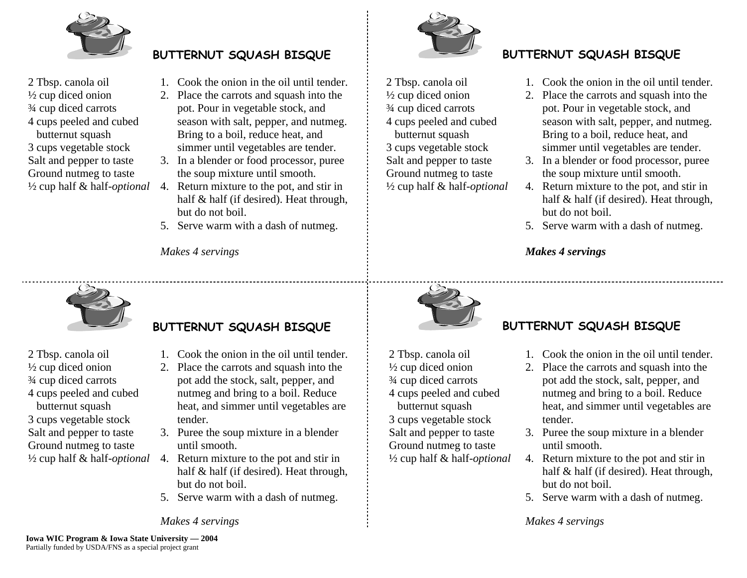## BUTTERNUT SQUASH BISQUE

2 Tbsp. canola oil
½ cup diced onion
¾ cup diced carrots
4 cups peeled and cubed butternut squash
3 cups vegetable stock
Salt and pepper to taste
Ground nutmeg to taste
½ cup half & half-*optional*

1. Cook the onion in the oil until tender.
2. Place the carrots and squash into the pot. Pour in vegetable stock, and season with salt, pepper, and nutmeg. Bring to a boil, reduce heat, and simmer until vegetables are tender.
3. In a blender or food processor, puree the soup mixture until smooth.
4. Return mixture to the pot, and stir in half & half (if desired). Heat through, but do not boil.
5. Serve warm with a dash of nutmeg.

*Makes 4 servings*

## BUTTERNUT SQUASH BISQUE

2 Tbsp. canola oil
½ cup diced onion
¾ cup diced carrots
4 cups peeled and cubed butternut squash
3 cups vegetable stock
Salt and pepper to taste
Ground nutmeg to taste
½ cup half & half-*optional*

1. Cook the onion in the oil until tender.
2. Place the carrots and squash into the pot. Pour in vegetable stock, and season with salt, pepper, and nutmeg. Bring to a boil, reduce heat, and simmer until vegetables are tender.
3. In a blender or food processor, puree the soup mixture until smooth.
4. Return mixture to the pot, and stir in half & half (if desired). Heat through, but do not boil.
5. Serve warm with a dash of nutmeg.

***Makes 4 servings***

## BUTTERNUT SQUASH BISQUE

2 Tbsp. canola oil
½ cup diced onion
¾ cup diced carrots
4 cups peeled and cubed butternut squash
3 cups vegetable stock
Salt and pepper to taste
Ground nutmeg to taste
½ cup half & half-*optional*

1. Cook the onion in the oil until tender.
2. Place the carrots and squash into the pot add the stock, salt, pepper, and nutmeg and bring to a boil. Reduce heat, and simmer until vegetables are tender.
3. Puree the soup mixture in a blender until smooth.
4. Return mixture to the pot and stir in half & half (if desired). Heat through, but do not boil.
5. Serve warm with a dash of nutmeg.

*Makes 4 servings*

## BUTTERNUT SQUASH BISQUE

2 Tbsp. canola oil
½ cup diced onion
¾ cup diced carrots
4 cups peeled and cubed butternut squash
3 cups vegetable stock
Salt and pepper to taste
Ground nutmeg to taste
½ cup half & half-*optional*

1. Cook the onion in the oil until tender.
2. Place the carrots and squash into the pot add the stock, salt, pepper, and nutmeg and bring to a boil. Reduce heat, and simmer until vegetables are tender.
3. Puree the soup mixture in a blender until smooth.
4. Return mixture to the pot and stir in half & half (if desired). Heat through, but do not boil.
5. Serve warm with a dash of nutmeg.

*Makes 4 servings*

**Iowa WIC Program & Iowa State University — 2004**
Partially funded by USDA/FNS as a special project grant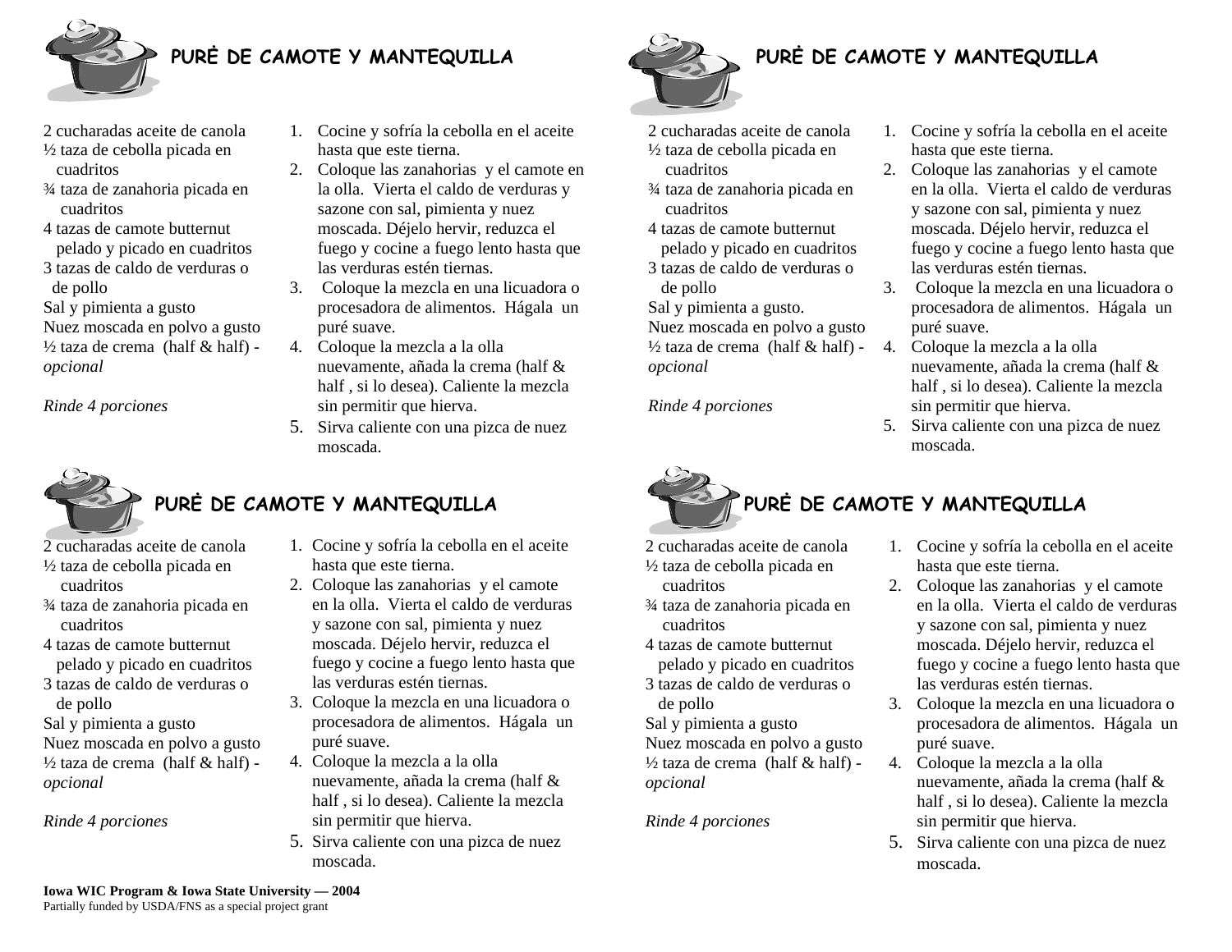## PURĖ DE CAMOTE Y MANTEQUILLA

2 cucharadas aceite de canola
½ taza de cebolla picada en cuadritos
¾ taza de zanahoria picada en cuadritos
4 tazas de camote butternut pelado y picado en cuadritos
3 tazas de caldo de verduras o de pollo
Sal y pimienta a gusto
Nuez moscada en polvo a gusto
½ taza de crema (half & half) - *opcional*

*Rinde 4 porciones*

1. Cocine y sofría la cebolla en el aceite hasta que este tierna.
2. Coloque las zanahorias y el camote en la olla. Vierta el caldo de verduras y sazone con sal, pimienta y nuez moscada. Déjelo hervir, reduzca el fuego y cocine a fuego lento hasta que las verduras estén tiernas.
3. Coloque la mezcla en una licuadora o procesadora de alimentos. Hágala un puré suave.
4. Coloque la mezcla a la olla nuevamente, añada la crema (half & half , si lo desea). Caliente la mezcla sin permitir que hierva.
5. Sirva caliente con una pizca de nuez moscada.

## PURĖ DE CAMOTE Y MANTEQUILLA

2 cucharadas aceite de canola
½ taza de cebolla picada en cuadritos
¾ taza de zanahoria picada en cuadritos
4 tazas de camote butternut pelado y picado en cuadritos
3 tazas de caldo de verduras o de pollo
Sal y pimienta a gusto.
Nuez moscada en polvo a gusto
½ taza de crema (half & half) - *opcional*

*Rinde 4 porciones*

1. Cocine y sofría la cebolla en el aceite hasta que este tierna.
2. Coloque las zanahorias y el camote en la olla. Vierta el caldo de verduras y sazone con sal, pimienta y nuez moscada. Déjelo hervir, reduzca el fuego y cocine a fuego lento hasta que las verduras estén tiernas.
3. Coloque la mezcla en una licuadora o procesadora de alimentos. Hágala un puré suave.
4. Coloque la mezcla a la olla nuevamente, añada la crema (half & half , si lo desea). Caliente la mezcla sin permitir que hierva.
5. Sirva caliente con una pizca de nuez moscada.

## PURĖ DE CAMOTE Y MANTEQUILLA

2 cucharadas aceite de canola
½ taza de cebolla picada en cuadritos
¾ taza de zanahoria picada en cuadritos
4 tazas de camote butternut pelado y picado en cuadritos
3 tazas de caldo de verduras o de pollo
Sal y pimienta a gusto
Nuez moscada en polvo a gusto
½ taza de crema (half & half) - *opcional*

*Rinde 4 porciones*

1. Cocine y sofría la cebolla en el aceite hasta que este tierna.
2. Coloque las zanahorias y el camote en la olla. Vierta el caldo de verduras y sazone con sal, pimienta y nuez moscada. Déjelo hervir, reduzca el fuego y cocine a fuego lento hasta que las verduras estén tiernas.
3. Coloque la mezcla en una licuadora o procesadora de alimentos. Hágala un puré suave.
4. Coloque la mezcla a la olla nuevamente, añada la crema (half & half , si lo desea). Caliente la mezcla sin permitir que hierva.
5. Sirva caliente con una pizca de nuez moscada.

## PURĖ DE CAMOTE Y MANTEQUILLA

2 cucharadas aceite de canola
½ taza de cebolla picada en cuadritos
¾ taza de zanahoria picada en cuadritos
4 tazas de camote butternut pelado y picado en cuadritos
3 tazas de caldo de verduras o de pollo
Sal y pimienta a gusto
Nuez moscada en polvo a gusto
½ taza de crema (half & half) - *opcional*

*Rinde 4 porciones*

1. Cocine y sofría la cebolla en el aceite hasta que este tierna.
2. Coloque las zanahorias y el camote en la olla. Vierta el caldo de verduras y sazone con sal, pimienta y nuez moscada. Déjelo hervir, reduzca el fuego y cocine a fuego lento hasta que las verduras estén tiernas.
3. Coloque la mezcla en una licuadora o procesadora de alimentos. Hágala un puré suave.
4. Coloque la mezcla a la olla nuevamente, añada la crema (half & half , si lo desea). Caliente la mezcla sin permitir que hierva.
5. Sirva caliente con una pizca de nuez moscada.

**Iowa WIC Program & Iowa State University — 2004**
Partially funded by USDA/FNS as a special project grant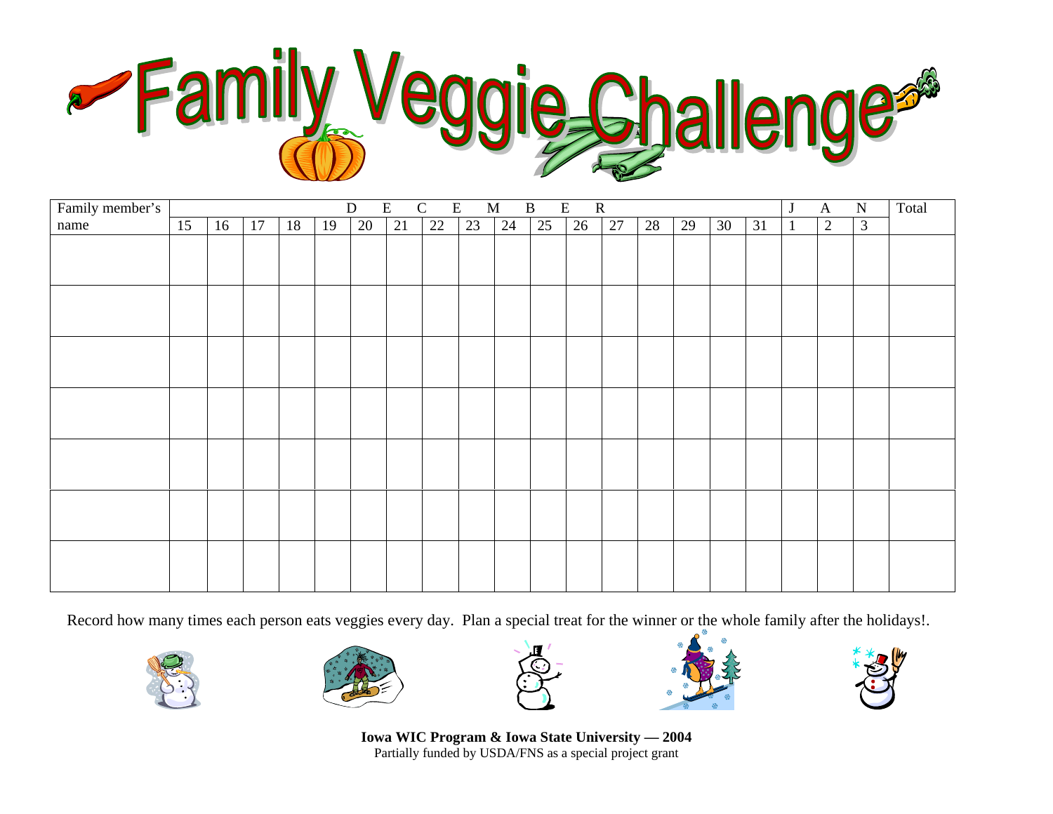# Family Veggie Challenge

| Family member's name | DECEMBER | | | | | | | | | | | | | | | | | JAN | | | Total |
|---|---|---|---|---|---|---|---|---|---|---|---|---|---|---|---|---|---|---|---|---|---|
| | 15 | 16 | 17 | 18 | 19 | 20 | 21 | 22 | 23 | 24 | 25 | 26 | 27 | 28 | 29 | 30 | 31 | 1 | 2 | 3 | |
| | | | | | | | | | | | | | | | | | | | | | |
| | | | | | | | | | | | | | | | | | | | | | |
| | | | | | | | | | | | | | | | | | | | | | |
| | | | | | | | | | | | | | | | | | | | | | |
| | | | | | | | | | | | | | | | | | | | | | |
| | | | | | | | | | | | | | | | | | | | | | |
| | | | | | | | | | | | | | | | | | | | | | |

Record how many times each person eats veggies every day. Plan a special treat for the winner or the whole family after the holidays!.

**Iowa WIC Program & Iowa State University — 2004**
Partially funded by USDA/FNS as a special project grant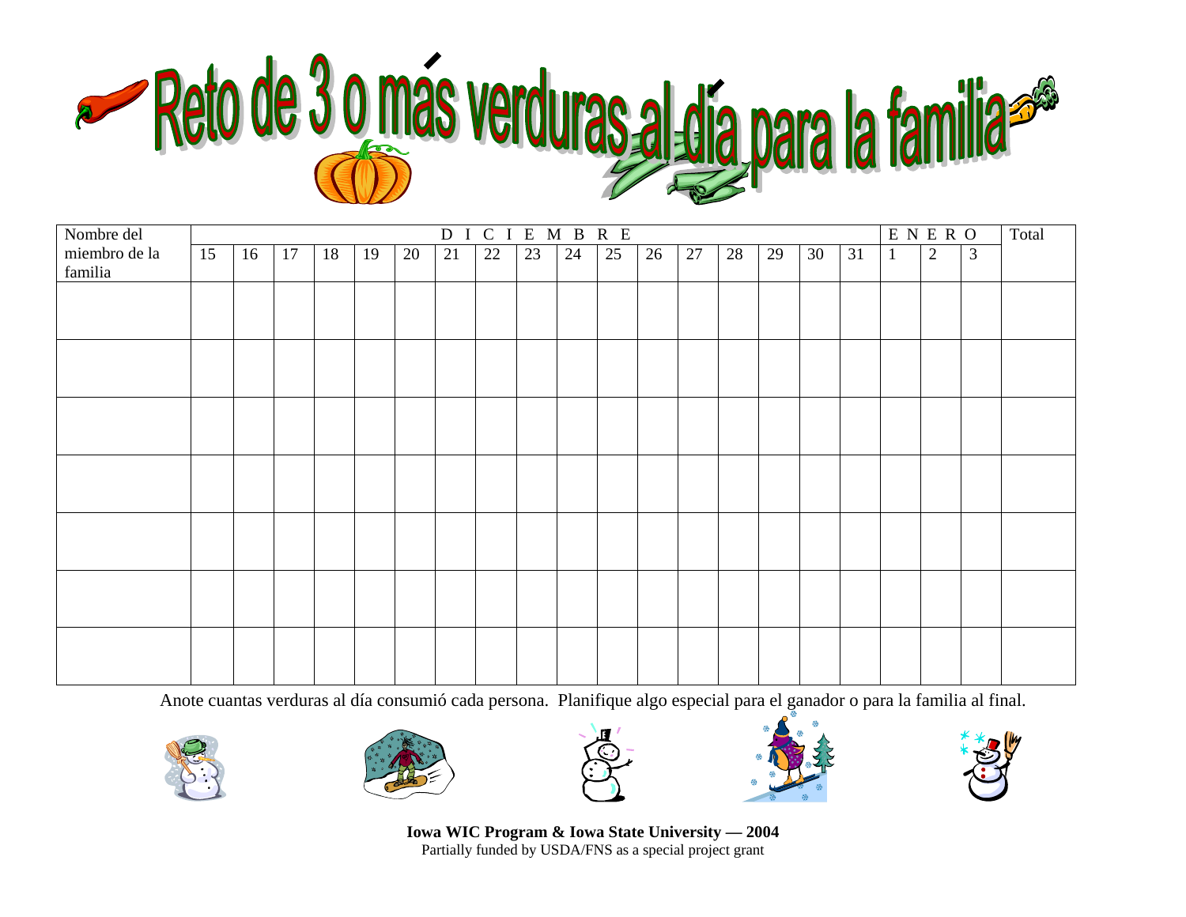# Reto de 3 o más verduras al día para la familia

| Nombre del miembro de la familia | DICIEMBRE | | | | | | | | | | | | | | | | | ENERO | | | Total |
|---|---|---|---|---|---|---|---|---|---|---|---|---|---|---|---|---|---|---|---|---|---|
| | 15 | 16 | 17 | 18 | 19 | 20 | 21 | 22 | 23 | 24 | 25 | 26 | 27 | 28 | 29 | 30 | 31 | 1 | 2 | 3 | |
| | | | | | | | | | | | | | | | | | | | | | |
| | | | | | | | | | | | | | | | | | | | | | |
| | | | | | | | | | | | | | | | | | | | | | |
| | | | | | | | | | | | | | | | | | | | | | |
| | | | | | | | | | | | | | | | | | | | | | |
| | | | | | | | | | | | | | | | | | | | | | |
| | | | | | | | | | | | | | | | | | | | | | |

Anote cuantas verduras al día consumió cada persona. Planifique algo especial para el ganador o para la familia al final.

**Iowa WIC Program & Iowa State University — 2004**
Partially funded by USDA/FNS as a special project grant